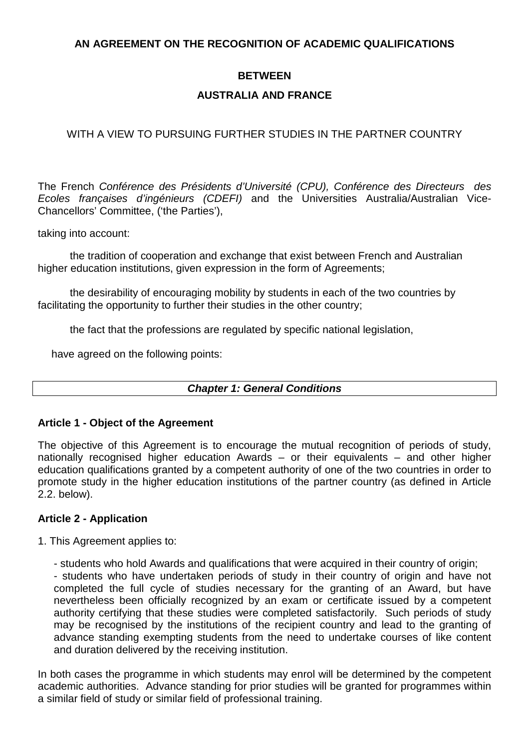# AN AGREEMENT ON THE RECOGNITION OF ACADEMIC QUALIFICATIONS

**BETWEEN**

**AUSTRALIA AND FRANCE**

WITH A VIEW TO PURSUING FURTHER STUDIES IN THE PARTNER COUNTRY

The French *Conférence des Présidents d'Université (CPU), Conférence des Directeurs des Ecoles françaises d'ingénieurs (CDEFI)* and the Universities Australia/Australian Vice-Chancellors' Committee, ('the Parties'),

taking into account:

the tradition of cooperation and exchange that exist between French and Australian higher education institutions, given expression in the form of Agreements;

the desirability of encouraging mobility by students in each of the two countries by facilitating the opportunity to further their studies in the other country;

the fact that the professions are regulated by specific national legislation,

have agreed on the following points:

## *Chapter 1: General Conditions*

### Article 1 - Object of the Agreement

The objective of this Agreement is to encourage the mutual recognition of periods of study, nationally recognised higher education Awards – or their equivalents – and other higher education qualifications granted by a competent authority of one of the two countries in order to promote study in the higher education institutions of the partner country (as defined in Article 2.2. below).

### Article 2 - Application

1. This Agreement applies to:

   - students who hold Awards and qualifications that were acquired in their country of origin;
   - students who have undertaken periods of study in their country of origin and have not completed the full cycle of studies necessary for the granting of an Award, but have nevertheless been officially recognized by an exam or certificate issued by a competent authority certifying that these studies were completed satisfactorily. Such periods of study may be recognised by the institutions of the recipient country and lead to the granting of advance standing exempting students from the need to undertake courses of like content and duration delivered by the receiving institution.

In both cases the programme in which students may enrol will be determined by the competent academic authorities. Advance standing for prior studies will be granted for programmes within a similar field of study or similar field of professional training.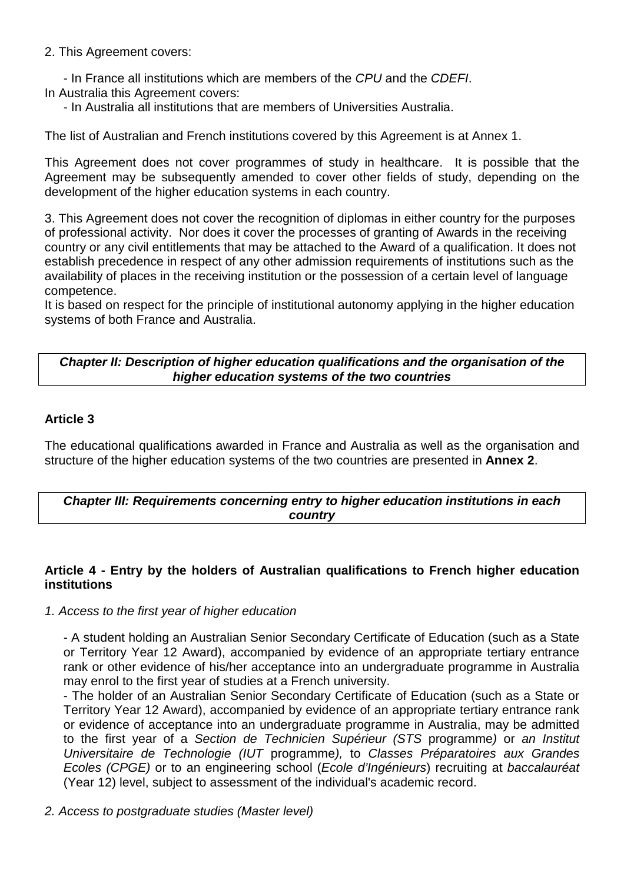2. This Agreement covers:

- In France all institutions which are members of the *CPU* and the *CDEFI*.

In Australia this Agreement covers:

- In Australia all institutions that are members of Universities Australia.

The list of Australian and French institutions covered by this Agreement is at Annex 1.

This Agreement does not cover programmes of study in healthcare. It is possible that the Agreement may be subsequently amended to cover other fields of study, depending on the development of the higher education systems in each country.

3. This Agreement does not cover the recognition of diplomas in either country for the purposes of professional activity. Nor does it cover the processes of granting of Awards in the receiving country or any civil entitlements that may be attached to the Award of a qualification. It does not establish precedence in respect of any other admission requirements of institutions such as the availability of places in the receiving institution or the possession of a certain level of language competence.

It is based on respect for the principle of institutional autonomy applying in the higher education systems of both France and Australia.

## ***Chapter II: Description of higher education qualifications and the organisation of the higher education systems of the two countries***

### Article 3

The educational qualifications awarded in France and Australia as well as the organisation and structure of the higher education systems of the two countries are presented in **Annex 2**.

## ***Chapter III: Requirements concerning entry to higher education institutions in each country***

### Article 4 - Entry by the holders of Australian qualifications to French higher education institutions

*1. Access to the first year of higher education*

- A student holding an Australian Senior Secondary Certificate of Education (such as a State or Territory Year 12 Award), accompanied by evidence of an appropriate tertiary entrance rank or other evidence of his/her acceptance into an undergraduate programme in Australia may enrol to the first year of studies at a French university.
- The holder of an Australian Senior Secondary Certificate of Education (such as a State or Territory Year 12 Award), accompanied by evidence of an appropriate tertiary entrance rank or evidence of acceptance into an undergraduate programme in Australia, may be admitted to the first year of a *Section de Technicien Supérieur (STS* programme*)* or *an Institut Universitaire de Technologie (IUT* programme*),* to *Classes Préparatoires aux Grandes Ecoles (CPGE)* or to an engineering school (*Ecole d'Ingénieurs*) recruiting at *baccalauréat* (Year 12) level, subject to assessment of the individual's academic record.

*2. Access to postgraduate studies (Master level)*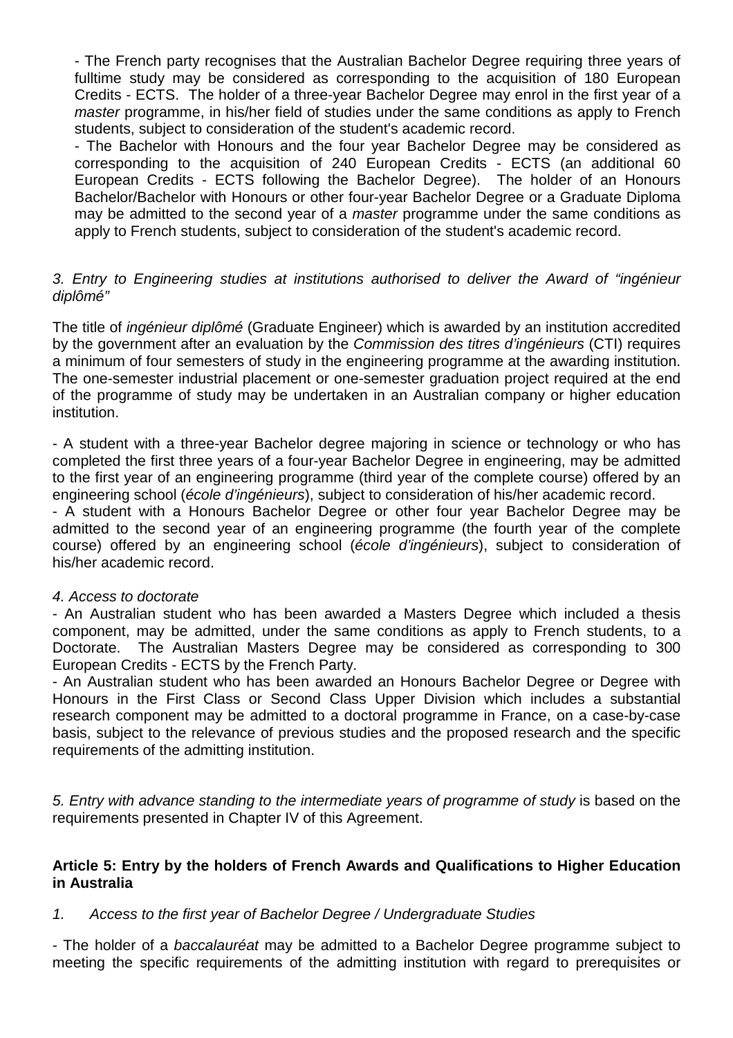- The French party recognises that the Australian Bachelor Degree requiring three years of fulltime study may be considered as corresponding to the acquisition of 180 European Credits - ECTS. The holder of a three-year Bachelor Degree may enrol in the first year of a *master* programme, in his/her field of studies under the same conditions as apply to French students, subject to consideration of the student's academic record.

- The Bachelor with Honours and the four year Bachelor Degree may be considered as corresponding to the acquisition of 240 European Credits - ECTS (an additional 60 European Credits - ECTS following the Bachelor Degree). The holder of an Honours Bachelor/Bachelor with Honours or other four-year Bachelor Degree or a Graduate Diploma may be admitted to the second year of a *master* programme under the same conditions as apply to French students, subject to consideration of the student's academic record.

*3. Entry to Engineering studies at institutions authorised to deliver the Award of "ingénieur diplômé"*

The title of *ingénieur diplômé* (Graduate Engineer) which is awarded by an institution accredited by the government after an evaluation by the *Commission des titres d'ingénieurs* (CTI) requires a minimum of four semesters of study in the engineering programme at the awarding institution. The one-semester industrial placement or one-semester graduation project required at the end of the programme of study may be undertaken in an Australian company or higher education institution.

- A student with a three-year Bachelor degree majoring in science or technology or who has completed the first three years of a four-year Bachelor Degree in engineering, may be admitted to the first year of an engineering programme (third year of the complete course) offered by an engineering school (*école d'ingénieurs*), subject to consideration of his/her academic record.
- A student with a Honours Bachelor Degree or other four year Bachelor Degree may be admitted to the second year of an engineering programme (the fourth year of the complete course) offered by an engineering school (*école d'ingénieurs*), subject to consideration of his/her academic record.

*4. Access to doctorate*

- An Australian student who has been awarded a Masters Degree which included a thesis component, may be admitted, under the same conditions as apply to French students, to a Doctorate. The Australian Masters Degree may be considered as corresponding to 300 European Credits - ECTS by the French Party.
- An Australian student who has been awarded an Honours Bachelor Degree or Degree with Honours in the First Class or Second Class Upper Division which includes a substantial research component may be admitted to a doctoral programme in France, on a case-by-case basis, subject to the relevance of previous studies and the proposed research and the specific requirements of the admitting institution.

*5. Entry with advance standing to the intermediate years of programme of study* is based on the requirements presented in Chapter IV of this Agreement.

**Article 5: Entry by the holders of French Awards and Qualifications to Higher Education in Australia**

*1. Access to the first year of Bachelor Degree / Undergraduate Studies*

- The holder of a *baccalauréat* may be admitted to a Bachelor Degree programme subject to meeting the specific requirements of the admitting institution with regard to prerequisites or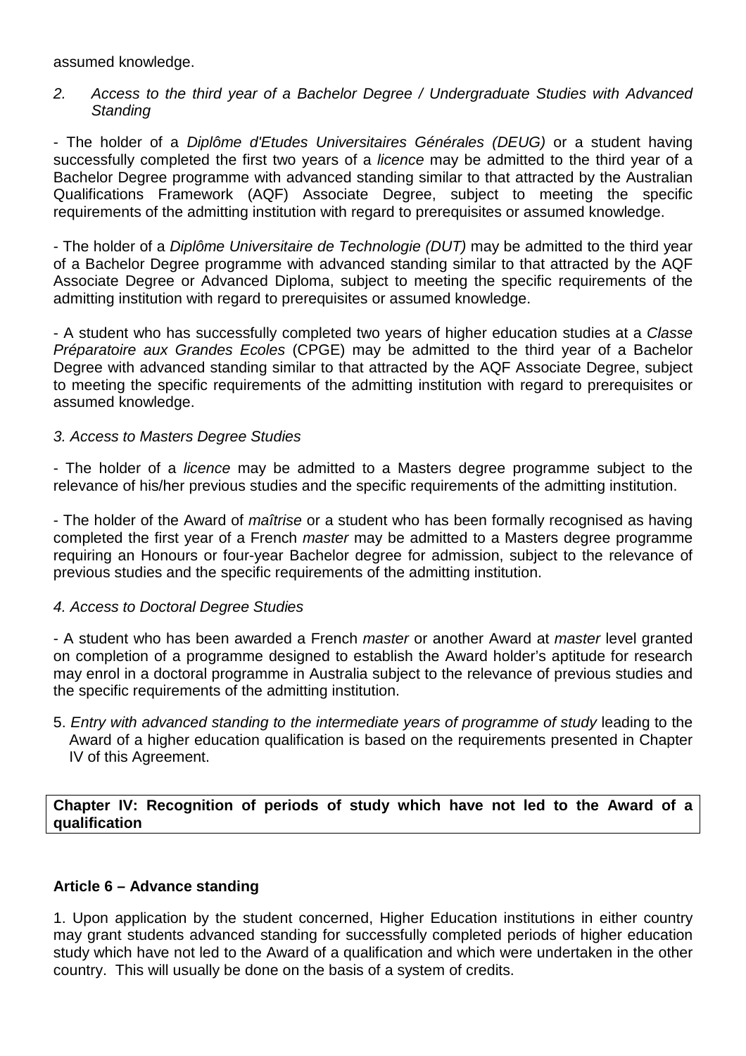assumed knowledge.

2. *Access to the third year of a Bachelor Degree / Undergraduate Studies with Advanced Standing*

- The holder of a *Diplôme d'Etudes Universitaires Générales (DEUG)* or a student having successfully completed the first two years of a *licence* may be admitted to the third year of a Bachelor Degree programme with advanced standing similar to that attracted by the Australian Qualifications Framework (AQF) Associate Degree, subject to meeting the specific requirements of the admitting institution with regard to prerequisites or assumed knowledge.

- The holder of a *Diplôme Universitaire de Technologie (DUT)* may be admitted to the third year of a Bachelor Degree programme with advanced standing similar to that attracted by the AQF Associate Degree or Advanced Diploma, subject to meeting the specific requirements of the admitting institution with regard to prerequisites or assumed knowledge.

- A student who has successfully completed two years of higher education studies at a *Classe Préparatoire aux Grandes Ecoles* (CPGE) may be admitted to the third year of a Bachelor Degree with advanced standing similar to that attracted by the AQF Associate Degree, subject to meeting the specific requirements of the admitting institution with regard to prerequisites or assumed knowledge.

*3. Access to Masters Degree Studies*

- The holder of a *licence* may be admitted to a Masters degree programme subject to the relevance of his/her previous studies and the specific requirements of the admitting institution.

- The holder of the Award of *maîtrise* or a student who has been formally recognised as having completed the first year of a French *master* may be admitted to a Masters degree programme requiring an Honours or four-year Bachelor degree for admission, subject to the relevance of previous studies and the specific requirements of the admitting institution.

*4. Access to Doctoral Degree Studies*

- A student who has been awarded a French *master* or another Award at *master* level granted on completion of a programme designed to establish the Award holder's aptitude for research may enrol in a doctoral programme in Australia subject to the relevance of previous studies and the specific requirements of the admitting institution.

5. *Entry with advanced standing to the intermediate years of programme of study* leading to the Award of a higher education qualification is based on the requirements presented in Chapter IV of this Agreement.

**Chapter IV: Recognition of periods of study which have not led to the Award of a qualification**

**Article 6 – Advance standing**

1. Upon application by the student concerned, Higher Education institutions in either country may grant students advanced standing for successfully completed periods of higher education study which have not led to the Award of a qualification and which were undertaken in the other country. This will usually be done on the basis of a system of credits.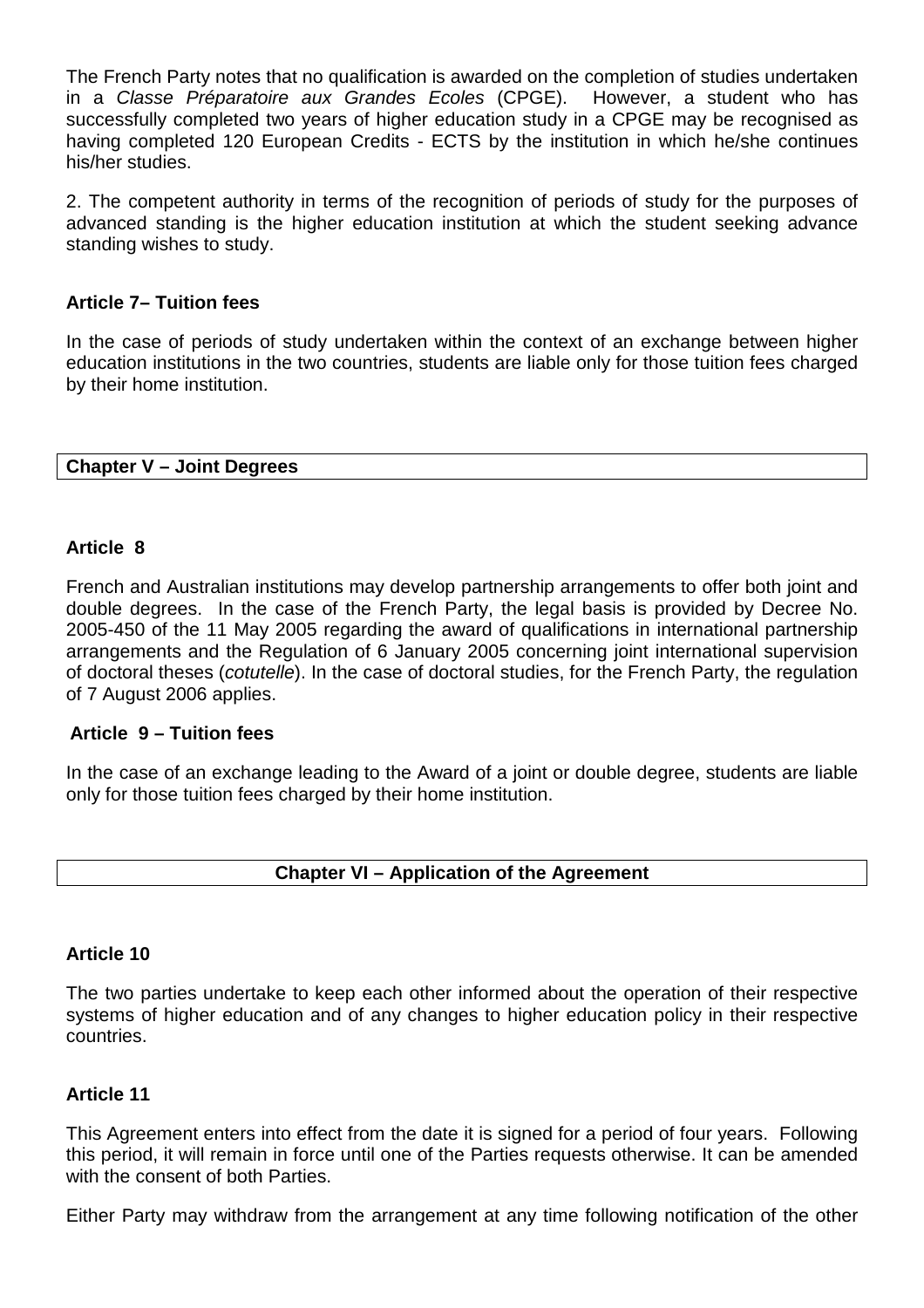The French Party notes that no qualification is awarded on the completion of studies undertaken in a *Classe Préparatoire aux Grandes Ecoles* (CPGE). However, a student who has successfully completed two years of higher education study in a CPGE may be recognised as having completed 120 European Credits - ECTS by the institution in which he/she continues his/her studies.

2. The competent authority in terms of the recognition of periods of study for the purposes of advanced standing is the higher education institution at which the student seeking advance standing wishes to study.

**Article 7– Tuition fees**

In the case of periods of study undertaken within the context of an exchange between higher education institutions in the two countries, students are liable only for those tuition fees charged by their home institution.

## Chapter V – Joint Degrees

**Article 8**

French and Australian institutions may develop partnership arrangements to offer both joint and double degrees. In the case of the French Party, the legal basis is provided by Decree No. 2005-450 of the 11 May 2005 regarding the award of qualifications in international partnership arrangements and the Regulation of 6 January 2005 concerning joint international supervision of doctoral theses (*cotutelle*). In the case of doctoral studies, for the French Party, the regulation of 7 August 2006 applies.

**Article 9 – Tuition fees**

In the case of an exchange leading to the Award of a joint or double degree, students are liable only for those tuition fees charged by their home institution.

## Chapter VI – Application of the Agreement

**Article 10**

The two parties undertake to keep each other informed about the operation of their respective systems of higher education and of any changes to higher education policy in their respective countries.

**Article 11**

This Agreement enters into effect from the date it is signed for a period of four years. Following this period, it will remain in force until one of the Parties requests otherwise. It can be amended with the consent of both Parties.

Either Party may withdraw from the arrangement at any time following notification of the other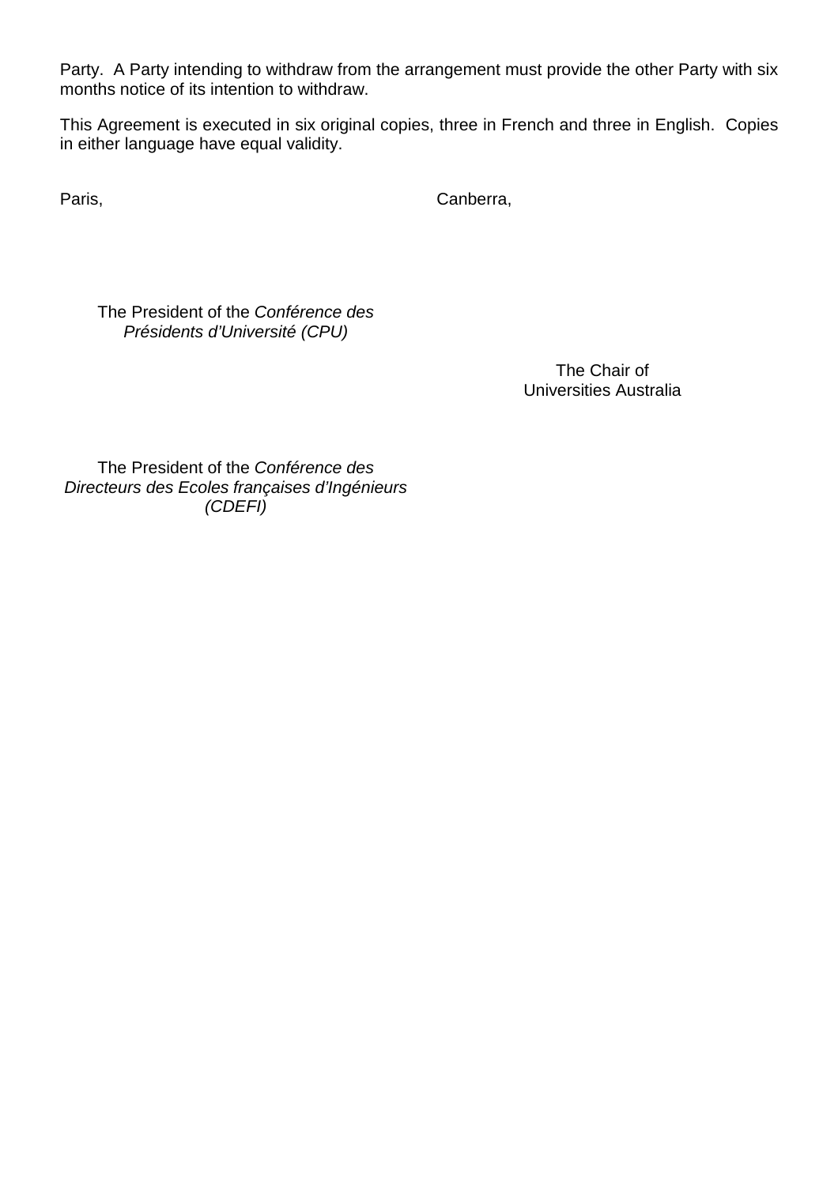Party.  A Party intending to withdraw from the arrangement must provide the other Party with six months notice of its intention to withdraw.

This Agreement is executed in six original copies, three in French and three in English.  Copies in either language have equal validity.

Paris,

Canberra,

The President of the *Conférence des Présidents d'Université (CPU)*

The Chair of Universities Australia

The President of the *Conférence des Directeurs des Ecoles françaises d'Ingénieurs (CDEFI)*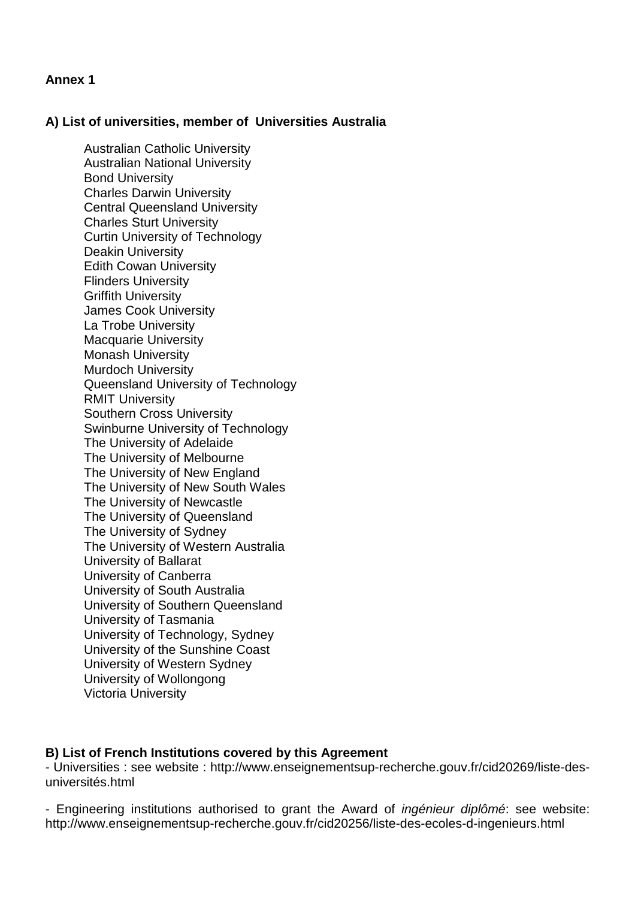**Annex 1**

**A) List of universities, member of Universities Australia**

Australian Catholic University
Australian National University
Bond University
Charles Darwin University
Central Queensland University
Charles Sturt University
Curtin University of Technology
Deakin University
Edith Cowan University
Flinders University
Griffith University
James Cook University
La Trobe University
Macquarie University
Monash University
Murdoch University
Queensland University of Technology
RMIT University
Southern Cross University
Swinburne University of Technology
The University of Adelaide
The University of Melbourne
The University of New England
The University of New South Wales
The University of Newcastle
The University of Queensland
The University of Sydney
The University of Western Australia
University of Ballarat
University of Canberra
University of South Australia
University of Southern Queensland
University of Tasmania
University of Technology, Sydney
University of the Sunshine Coast
University of Western Sydney
University of Wollongong
Victoria University

**B) List of French Institutions covered by this Agreement**

- Universities : see website : http://www.enseignementsup-recherche.gouv.fr/cid20269/liste-des-universités.html

- Engineering institutions authorised to grant the Award of *ingénieur diplômé*: see website: http://www.enseignementsup-recherche.gouv.fr/cid20256/liste-des-ecoles-d-ingenieurs.html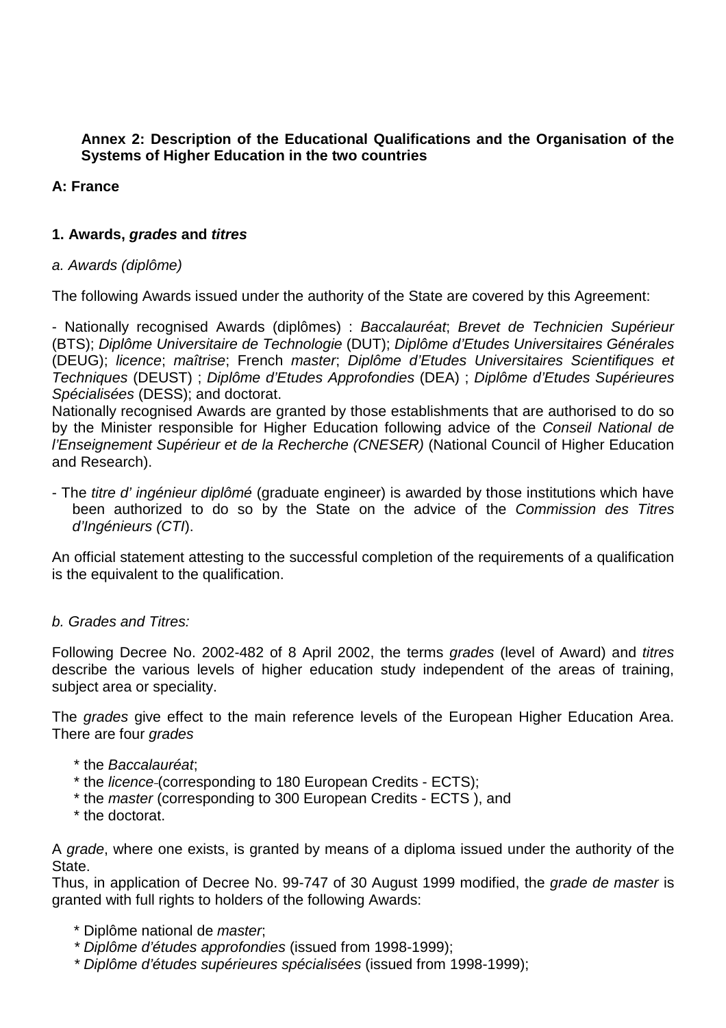**Annex 2: Description of the Educational Qualifications and the Organisation of the Systems of Higher Education in the two countries**

## A: France

### 1. Awards, *grades* and *titres*

*a. Awards (diplôme)*

The following Awards issued under the authority of the State are covered by this Agreement:

- Nationally recognised Awards (diplômes) : *Baccalauréat*; *Brevet de Technicien Supérieur* (BTS); *Diplôme Universitaire de Technologie* (DUT); *Diplôme d'Etudes Universitaires Générales* (DEUG); *licence*; *maîtrise*; French *master*; *Diplôme d'Etudes Universitaires Scientifiques et Techniques* (DEUST) ; *Diplôme d'Etudes Approfondies* (DEA) ; *Diplôme d'Etudes Supérieures Spécialisées* (DESS); and doctorat.

Nationally recognised Awards are granted by those establishments that are authorised to do so by the Minister responsible for Higher Education following advice of the *Conseil National de l'Enseignement Supérieur et de la Recherche (CNESER)* (National Council of Higher Education and Research).

- The *titre d' ingénieur diplômé* (graduate engineer) is awarded by those institutions which have been authorized to do so by the State on the advice of the *Commission des Titres d'Ingénieurs (CTI)*.

An official statement attesting to the successful completion of the requirements of a qualification is the equivalent to the qualification.

*b. Grades and Titres:*

Following Decree No. 2002-482 of 8 April 2002, the terms *grades* (level of Award) and *titres* describe the various levels of higher education study independent of the areas of training, subject area or speciality.

The *grades* give effect to the main reference levels of the European Higher Education Area. There are four *grades*

* the *Baccalauréat*;
* the *licence* (corresponding to 180 European Credits - ECTS);
* the *master* (corresponding to 300 European Credits - ECTS ), and
* the doctorat.

A *grade*, where one exists, is granted by means of a diploma issued under the authority of the State.

Thus, in application of Decree No. 99-747 of 30 August 1999 modified, the *grade de master* is granted with full rights to holders of the following Awards:

* Diplôme national de *master*;
* *Diplôme d'études approfondies* (issued from 1998-1999);
* *Diplôme d'études supérieures spécialisées* (issued from 1998-1999);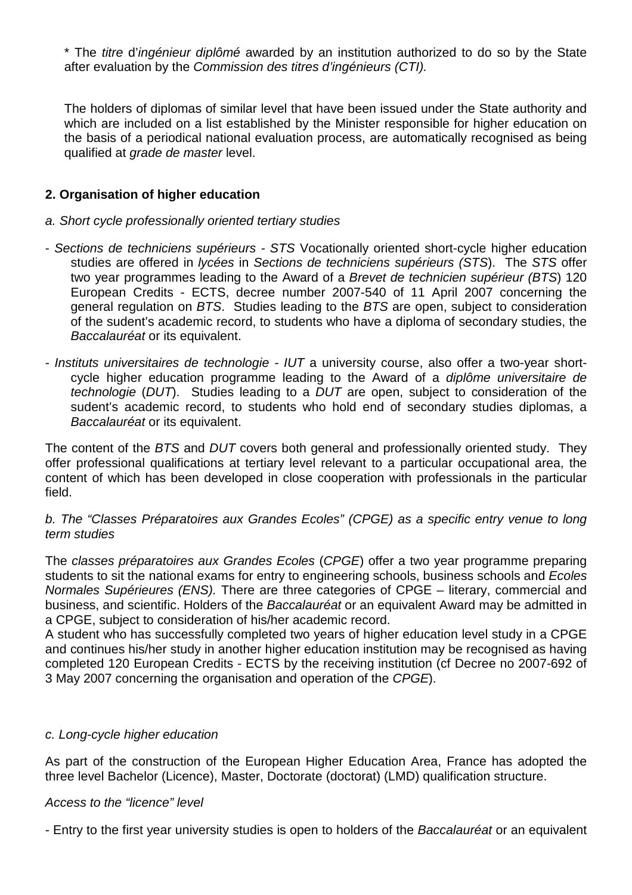\* The *titre* d'*ingénieur diplômé* awarded by an institution authorized to do so by the State after evaluation by the *Commission des titres d'ingénieurs (CTI).*

The holders of diplomas of similar level that have been issued under the State authority and which are included on a list established by the Minister responsible for higher education on the basis of a periodical national evaluation process, are automatically recognised as being qualified at *grade de master* level.

**2. Organisation of higher education**

*a. Short cycle professionally oriented tertiary studies*

- *Sections de techniciens supérieurs - STS* Vocationally oriented short-cycle higher education studies are offered in *lycées* in *Sections de techniciens supérieurs (STS*). The *STS* offer two year programmes leading to the Award of a *Brevet de technicien supérieur (BTS*) 120 European Credits - ECTS, decree number 2007-540 of 11 April 2007 concerning the general regulation on *BTS*. Studies leading to the *BTS* are open, subject to consideration of the sudent's academic record, to students who have a diploma of secondary studies, the *Baccalauréat* or its equivalent.
- *Instituts universitaires de technologie - IUT* a university course, also offer a two-year short-cycle higher education programme leading to the Award of a *diplôme universitaire de technologie* (*DUT*). Studies leading to a *DUT* are open, subject to consideration of the sudent's academic record, to students who hold end of secondary studies diplomas, a *Baccalauréat* or its equivalent.

The content of the *BTS* and *DUT* covers both general and professionally oriented study. They offer professional qualifications at tertiary level relevant to a particular occupational area, the content of which has been developed in close cooperation with professionals in the particular field.

*b. The "Classes Préparatoires aux Grandes Ecoles" (CPGE) as a specific entry venue to long term studies*

The *classes préparatoires aux Grandes Ecoles* (*CPGE*) offer a two year programme preparing students to sit the national exams for entry to engineering schools, business schools and *Ecoles Normales Supérieures (ENS).* There are three categories of CPGE – literary, commercial and business, and scientific. Holders of the *Baccalauréat* or an equivalent Award may be admitted in a CPGE, subject to consideration of his/her academic record.
A student who has successfully completed two years of higher education level study in a CPGE and continues his/her study in another higher education institution may be recognised as having completed 120 European Credits - ECTS by the receiving institution (cf Decree no 2007-692 of 3 May 2007 concerning the organisation and operation of the *CPGE*).

*c. Long-cycle higher education*

As part of the construction of the European Higher Education Area, France has adopted the three level Bachelor (Licence), Master, Doctorate (doctorat) (LMD) qualification structure.

*Access to the "licence" level*

- Entry to the first year university studies is open to holders of the *Baccalauréat* or an equivalent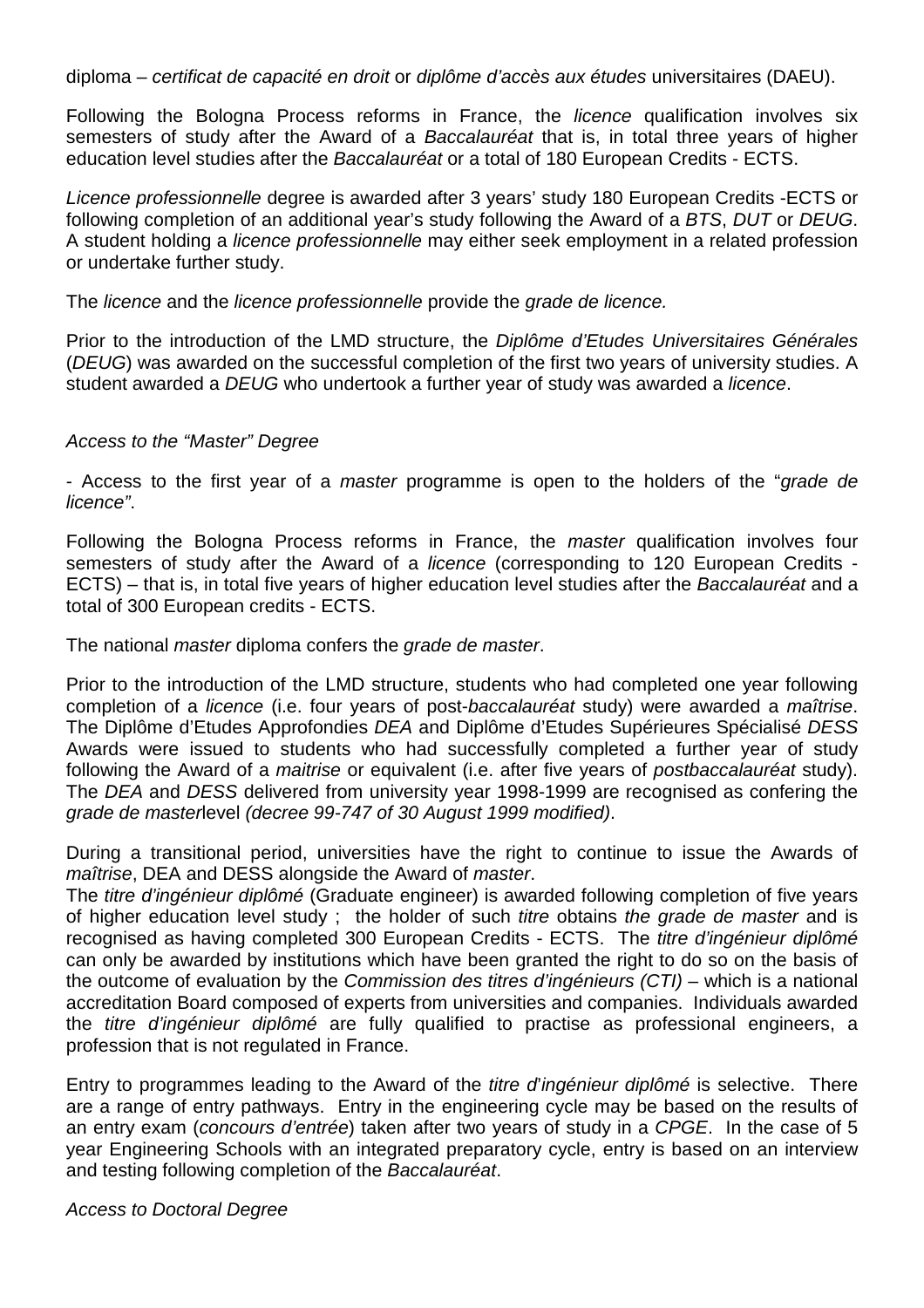diploma – *certificat de capacité en droit* or *diplôme d'accès aux études* universitaires (DAEU).

Following the Bologna Process reforms in France, the *licence* qualification involves six semesters of study after the Award of a *Baccalauréat* that is, in total three years of higher education level studies after the *Baccalauréat* or a total of 180 European Credits - ECTS.

*Licence professionnelle* degree is awarded after 3 years' study 180 European Credits -ECTS or following completion of an additional year's study following the Award of a *BTS*, *DUT* or *DEUG*. A student holding a *licence professionnelle* may either seek employment in a related profession or undertake further study.

The *licence* and the *licence professionnelle* provide the *grade de licence.*

Prior to the introduction of the LMD structure, the *Diplôme d'Etudes Universitaires Générales* (*DEUG*) was awarded on the successful completion of the first two years of university studies. A student awarded a *DEUG* who undertook a further year of study was awarded a *licence*.

*Access to the "Master" Degree*

- Access to the first year of a *master* programme is open to the holders of the "*grade de licence"*.

Following the Bologna Process reforms in France, the *master* qualification involves four semesters of study after the Award of a *licence* (corresponding to 120 European Credits - ECTS) – that is, in total five years of higher education level studies after the *Baccalauréat* and a total of 300 European credits - ECTS.

The national *master* diploma confers the *grade de master*.

Prior to the introduction of the LMD structure, students who had completed one year following completion of a *licence* (i.e. four years of post-*baccalauréat* study) were awarded a *maîtrise*. The Diplôme d'Etudes Approfondies *DEA* and Diplôme d'Etudes Supérieures Spécialisé *DESS* Awards were issued to students who had successfully completed a further year of study following the Award of a *maitrise* or equivalent (i.e. after five years of *postbaccalauréat* study). The *DEA* and *DESS* delivered from university year 1998-1999 are recognised as confering the *grade de master*level *(decree 99-747 of 30 August 1999 modified)*.

During a transitional period, universities have the right to continue to issue the Awards of *maîtrise*, DEA and DESS alongside the Award of *master*.
The *titre d'ingénieur diplômé* (Graduate engineer) is awarded following completion of five years of higher education level study ; the holder of such *titre* obtains *the grade de master* and is recognised as having completed 300 European Credits - ECTS. The *titre d'ingénieur diplômé* can only be awarded by institutions which have been granted the right to do so on the basis of the outcome of evaluation by the *Commission des titres d'ingénieurs (CTI)* – which is a national accreditation Board composed of experts from universities and companies. Individuals awarded the *titre d'ingénieur diplômé* are fully qualified to practise as professional engineers, a profession that is not regulated in France.

Entry to programmes leading to the Award of the *titre d'ingénieur diplômé* is selective. There are a range of entry pathways. Entry in the engineering cycle may be based on the results of an entry exam (*concours d'entrée*) taken after two years of study in a *CPGE*. In the case of 5 year Engineering Schools with an integrated preparatory cycle, entry is based on an interview and testing following completion of the *Baccalauréat*.

*Access to Doctoral Degree*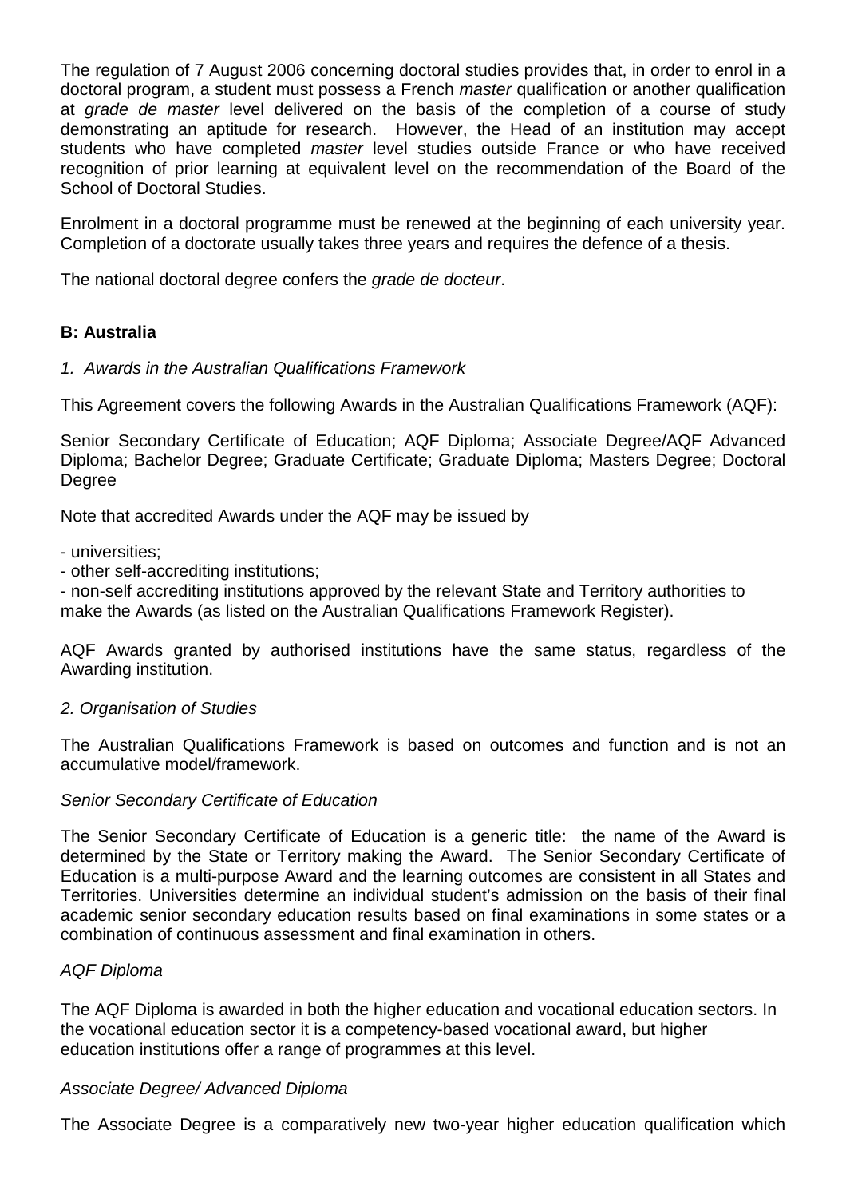The regulation of 7 August 2006 concerning doctoral studies provides that, in order to enrol in a doctoral program, a student must possess a French *master* qualification or another qualification at *grade de master* level delivered on the basis of the completion of a course of study demonstrating an aptitude for research. However, the Head of an institution may accept students who have completed *master* level studies outside France or who have received recognition of prior learning at equivalent level on the recommendation of the Board of the School of Doctoral Studies.

Enrolment in a doctoral programme must be renewed at the beginning of each university year. Completion of a doctorate usually takes three years and requires the defence of a thesis.

The national doctoral degree confers the *grade de docteur*.

**B: Australia**

*1. Awards in the Australian Qualifications Framework*

This Agreement covers the following Awards in the Australian Qualifications Framework (AQF):

Senior Secondary Certificate of Education; AQF Diploma; Associate Degree/AQF Advanced Diploma; Bachelor Degree; Graduate Certificate; Graduate Diploma; Masters Degree; Doctoral Degree

Note that accredited Awards under the AQF may be issued by

- universities;
- other self-accrediting institutions;
- non-self accrediting institutions approved by the relevant State and Territory authorities to make the Awards (as listed on the Australian Qualifications Framework Register).

AQF Awards granted by authorised institutions have the same status, regardless of the Awarding institution.

*2. Organisation of Studies*

The Australian Qualifications Framework is based on outcomes and function and is not an accumulative model/framework.

*Senior Secondary Certificate of Education*

The Senior Secondary Certificate of Education is a generic title: the name of the Award is determined by the State or Territory making the Award. The Senior Secondary Certificate of Education is a multi-purpose Award and the learning outcomes are consistent in all States and Territories. Universities determine an individual student's admission on the basis of their final academic senior secondary education results based on final examinations in some states or a combination of continuous assessment and final examination in others.

*AQF Diploma*

The AQF Diploma is awarded in both the higher education and vocational education sectors. In the vocational education sector it is a competency-based vocational award, but higher education institutions offer a range of programmes at this level.

*Associate Degree/ Advanced Diploma*

The Associate Degree is a comparatively new two-year higher education qualification which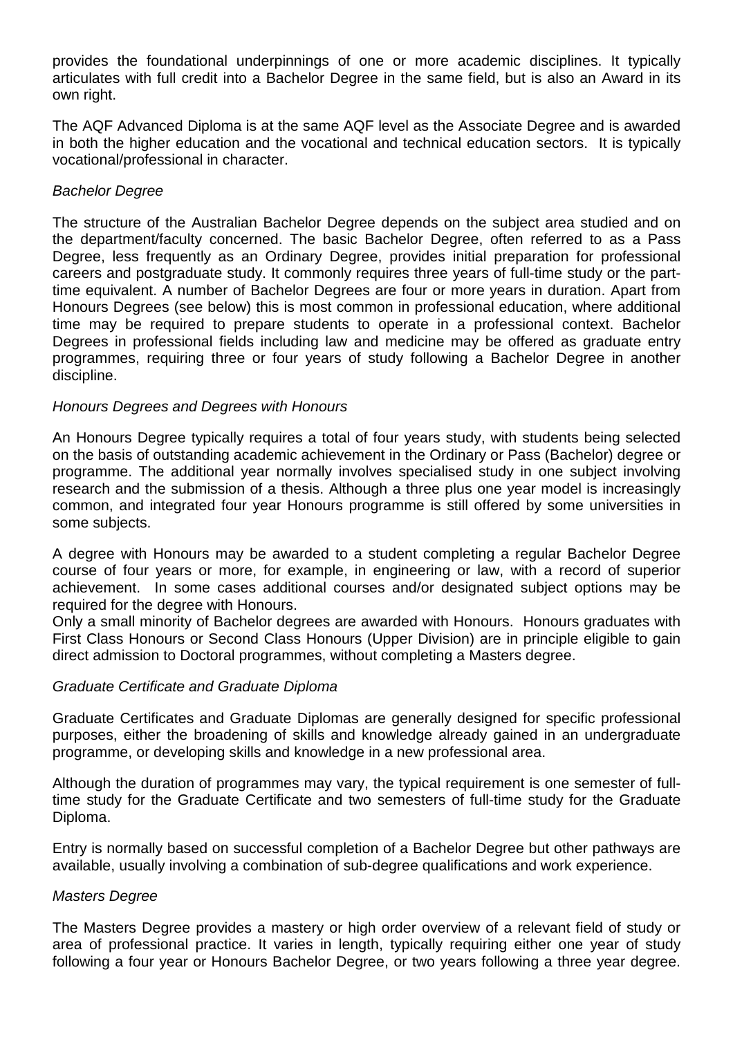provides the foundational underpinnings of one or more academic disciplines. It typically articulates with full credit into a Bachelor Degree in the same field, but is also an Award in its own right.

The AQF Advanced Diploma is at the same AQF level as the Associate Degree and is awarded in both the higher education and the vocational and technical education sectors. It is typically vocational/professional in character.

*Bachelor Degree*

The structure of the Australian Bachelor Degree depends on the subject area studied and on the department/faculty concerned. The basic Bachelor Degree, often referred to as a Pass Degree, less frequently as an Ordinary Degree, provides initial preparation for professional careers and postgraduate study. It commonly requires three years of full-time study or the part-time equivalent. A number of Bachelor Degrees are four or more years in duration. Apart from Honours Degrees (see below) this is most common in professional education, where additional time may be required to prepare students to operate in a professional context. Bachelor Degrees in professional fields including law and medicine may be offered as graduate entry programmes, requiring three or four years of study following a Bachelor Degree in another discipline.

*Honours Degrees and Degrees with Honours*

An Honours Degree typically requires a total of four years study, with students being selected on the basis of outstanding academic achievement in the Ordinary or Pass (Bachelor) degree or programme. The additional year normally involves specialised study in one subject involving research and the submission of a thesis. Although a three plus one year model is increasingly common, and integrated four year Honours programme is still offered by some universities in some subjects.

A degree with Honours may be awarded to a student completing a regular Bachelor Degree course of four years or more, for example, in engineering or law, with a record of superior achievement. In some cases additional courses and/or designated subject options may be required for the degree with Honours.
Only a small minority of Bachelor degrees are awarded with Honours. Honours graduates with First Class Honours or Second Class Honours (Upper Division) are in principle eligible to gain direct admission to Doctoral programmes, without completing a Masters degree.

*Graduate Certificate and Graduate Diploma*

Graduate Certificates and Graduate Diplomas are generally designed for specific professional purposes, either the broadening of skills and knowledge already gained in an undergraduate programme, or developing skills and knowledge in a new professional area.

Although the duration of programmes may vary, the typical requirement is one semester of full-time study for the Graduate Certificate and two semesters of full-time study for the Graduate Diploma.

Entry is normally based on successful completion of a Bachelor Degree but other pathways are available, usually involving a combination of sub-degree qualifications and work experience.

*Masters Degree*

The Masters Degree provides a mastery or high order overview of a relevant field of study or area of professional practice. It varies in length, typically requiring either one year of study following a four year or Honours Bachelor Degree, or two years following a three year degree.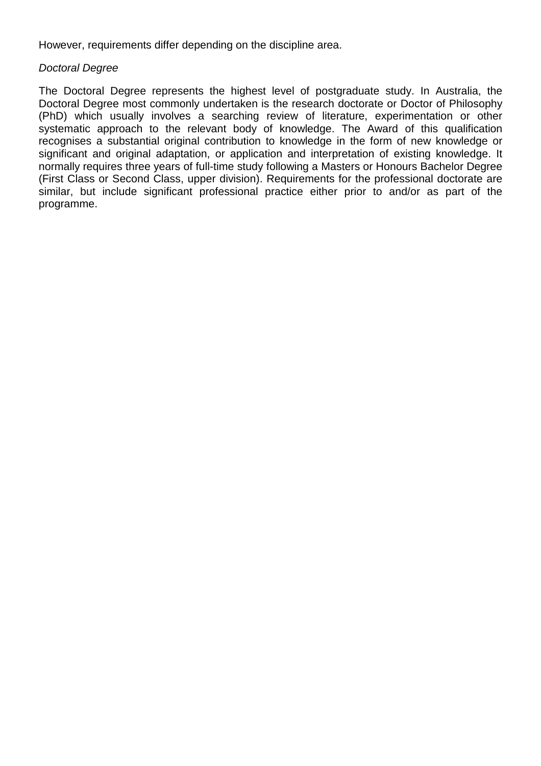However, requirements differ depending on the discipline area.

*Doctoral Degree*

The Doctoral Degree represents the highest level of postgraduate study. In Australia, the Doctoral Degree most commonly undertaken is the research doctorate or Doctor of Philosophy (PhD) which usually involves a searching review of literature, experimentation or other systematic approach to the relevant body of knowledge. The Award of this qualification recognises a substantial original contribution to knowledge in the form of new knowledge or significant and original adaptation, or application and interpretation of existing knowledge. It normally requires three years of full-time study following a Masters or Honours Bachelor Degree (First Class or Second Class, upper division). Requirements for the professional doctorate are similar, but include significant professional practice either prior to and/or as part of the programme.